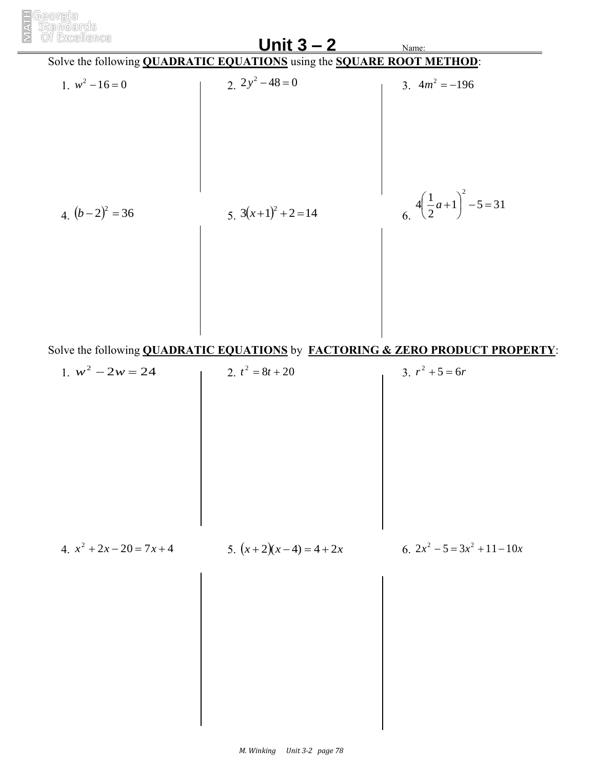# Unit 3 – 2

Name:

Solve the following **QUADRATIC EQUATIONS** using the **SQUARE ROOT METHOD**:

1. $w^2 - 16 = 0$

2. $2y^2 - 48 = 0$

3. $4m^2 = -196$

4. $(b-2)^2 = 36$

5. $3(x+1)^2 + 2 = 14$

6. $4\left(\frac{1}{2}a + 1\right)^2 - 5 = 31$

Solve the following **QUADRATIC EQUATIONS** by **FACTORING & ZERO PRODUCT PROPERTY**:

1. $w^2 - 2w = 24$

2. $t^2 = 8t + 20$

3. $r^2 + 5 = 6r$

4. $x^2 + 2x - 20 = 7x + 4$

5. $(x+2)(x-4) = 4 + 2x$

6. $2x^2 - 5 = 3x^2 + 11 - 10x$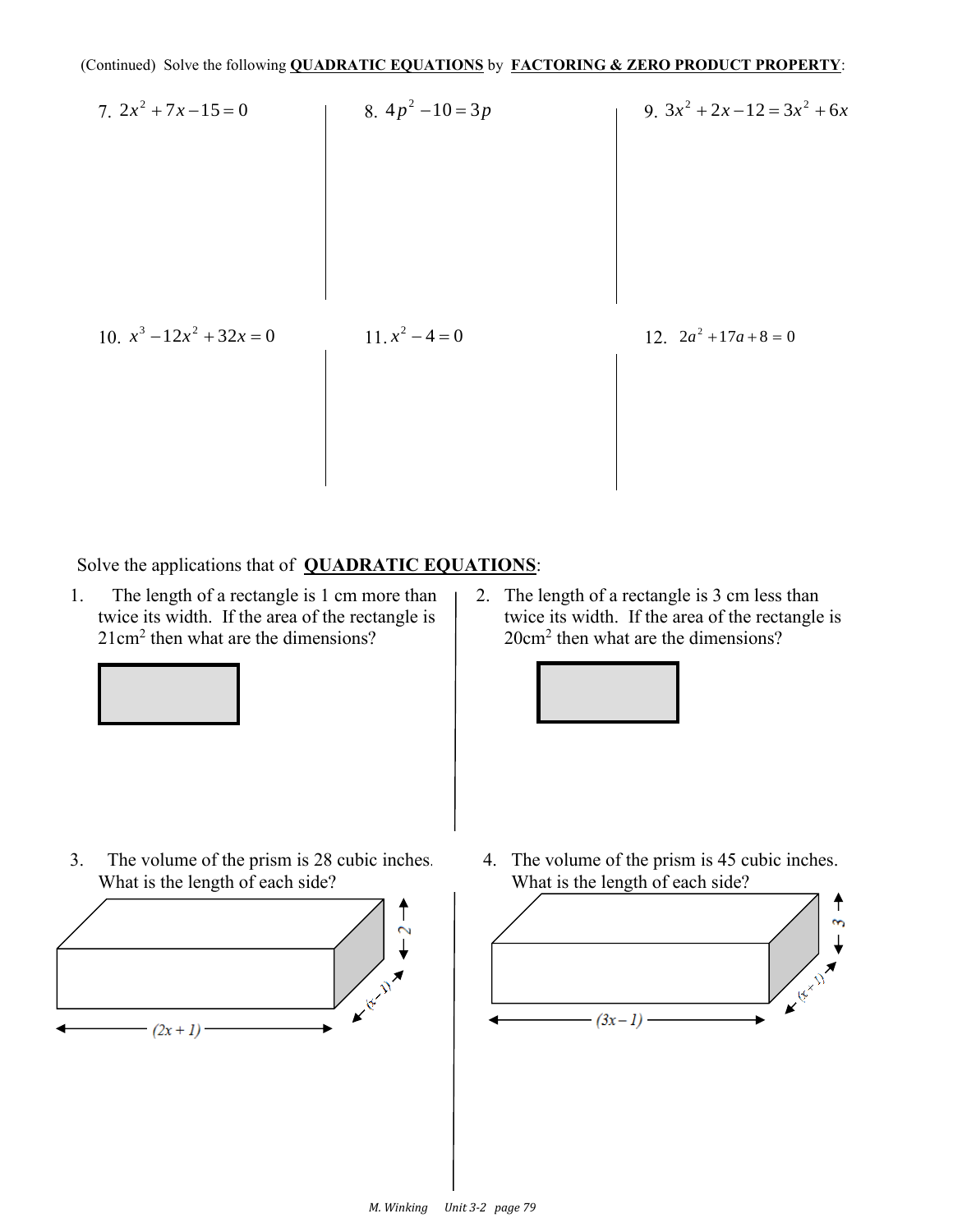(Continued) Solve the following **QUADRATIC EQUATIONS** by **FACTORING & ZERO PRODUCT PROPERTY**:

7. $2x^2 + 7x - 15 = 0$

8. $4p^2 - 10 = 3p$

9. $3x^2 + 2x - 12 = 3x^2 + 6x$

10. $x^3 - 12x^2 + 32x = 0$

11. $x^2 - 4 = 0$

12. $2a^2 + 17a + 8 = 0$

Solve the applications that of **QUADRATIC EQUATIONS**:

1. The length of a rectangle is 1 cm more than twice its width. If the area of the rectangle is 21cm$^2$ then what are the dimensions?

2. The length of a rectangle is 3 cm less than twice its width. If the area of the rectangle is 20cm$^2$ then what are the dimensions?

3. The volume of the prism is 28 cubic inches. What is the length of each side?

$(2x + 1)$, $(x - 1)$, $2$

4. The volume of the prism is 45 cubic inches. What is the length of each side?

$(3x - 1)$, $(x - 1)$, $3$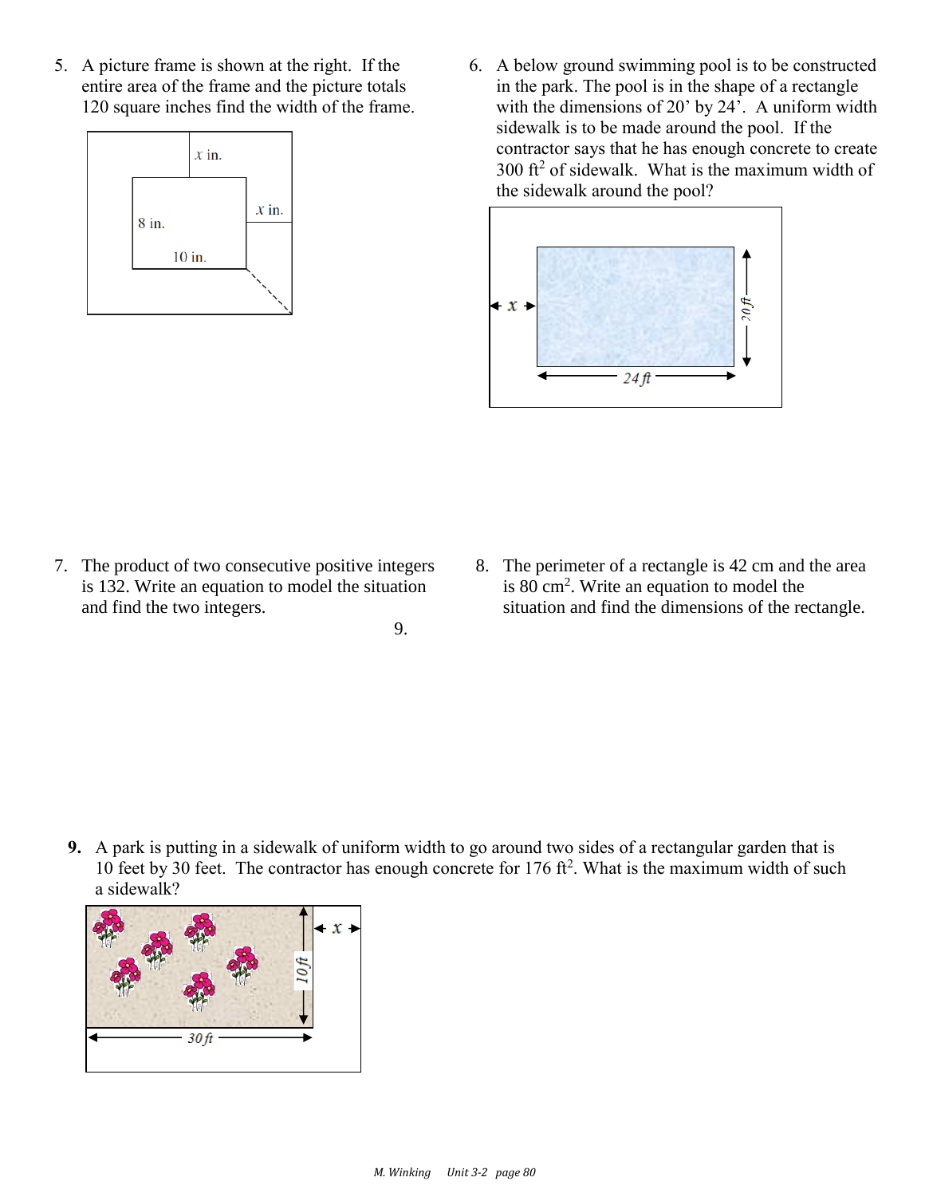5. A picture frame is shown at the right. If the entire area of the frame and the picture totals 120 square inches find the width of the frame.

$x$ in.

$x$ in.

8 in.

10 in.

6. A below ground swimming pool is to be constructed in the park. The pool is in the shape of a rectangle with the dimensions of 20' by 24'. A uniform width sidewalk is to be made around the pool. If the contractor says that he has enough concrete to create 300 ft$^2$ of sidewalk. What is the maximum width of the sidewalk around the pool?

$x$

20 ft

24 ft

7. The product of two consecutive positive integers is 132. Write an equation to model the situation and find the two integers.

8. The perimeter of a rectangle is 42 cm and the area is 80 cm$^2$. Write an equation to model the situation and find the dimensions of the rectangle.

9.

**9.** A park is putting in a sidewalk of uniform width to go around two sides of a rectangular garden that is 10 feet by 30 feet. The contractor has enough concrete for 176 ft$^2$. What is the maximum width of such a sidewalk?

$x$

10 ft

30 ft